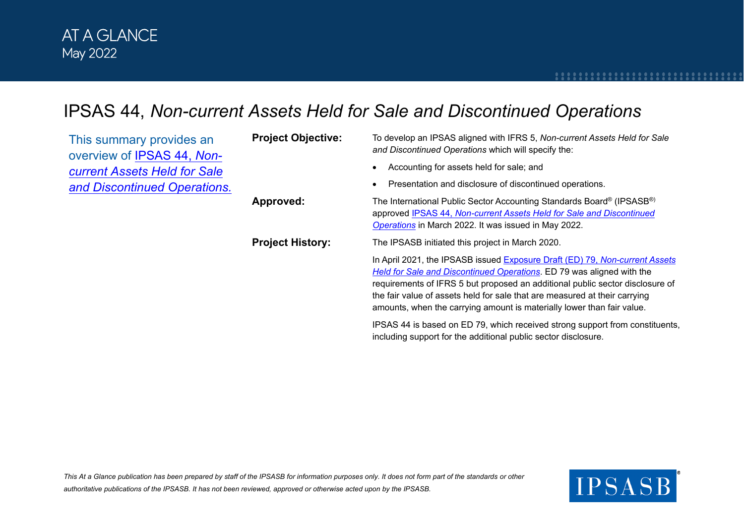AT A GLANCE
May 2022

# IPSAS 44, *Non-current Assets Held for Sale and Discontinued Operations*

This summary provides an overview of IPSAS 44, *Non-current Assets Held for Sale and Discontinued Operations.*

**Project Objective:**

To develop an IPSAS aligned with IFRS 5, *Non-current Assets Held for Sale and Discontinued Operations* which will specify the:

- Accounting for assets held for sale; and
- Presentation and disclosure of discontinued operations.

**Approved:**

The International Public Sector Accounting Standards Board® (IPSASB®) approved IPSAS 44, *Non-current Assets Held for Sale and Discontinued Operations* in March 2022. It was issued in May 2022.

**Project History:**

The IPSASB initiated this project in March 2020.

In April 2021, the IPSASB issued Exposure Draft (ED) 79, *Non-current Assets Held for Sale and Discontinued Operations*. ED 79 was aligned with the requirements of IFRS 5 but proposed an additional public sector disclosure of the fair value of assets held for sale that are measured at their carrying amounts, when the carrying amount is materially lower than fair value.

IPSAS 44 is based on ED 79, which received strong support from constituents, including support for the additional public sector disclosure.

*This At a Glance publication has been prepared by staff of the IPSASB for information purposes only. It does not form part of the standards or other authoritative publications of the IPSASB. It has not been reviewed, approved or otherwise acted upon by the IPSASB.*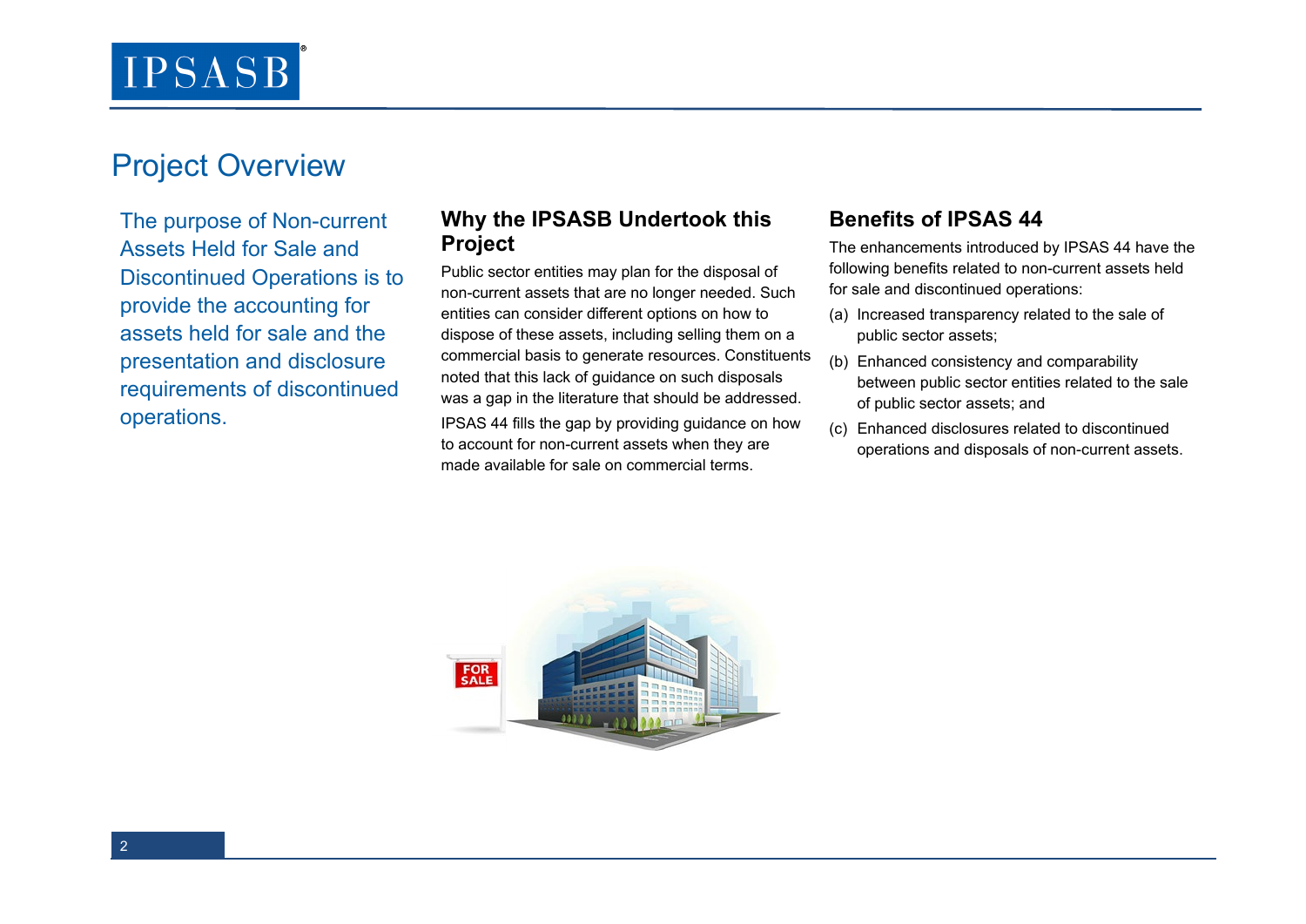# Project Overview

The purpose of Non-current Assets Held for Sale and Discontinued Operations is to provide the accounting for assets held for sale and the presentation and disclosure requirements of discontinued operations.

## Why the IPSASB Undertook this Project

Public sector entities may plan for the disposal of non-current assets that are no longer needed. Such entities can consider different options on how to dispose of these assets, including selling them on a commercial basis to generate resources. Constituents noted that this lack of guidance on such disposals was a gap in the literature that should be addressed.

IPSAS 44 fills the gap by providing guidance on how to account for non-current assets when they are made available for sale on commercial terms.

## Benefits of IPSAS 44

The enhancements introduced by IPSAS 44 have the following benefits related to non-current assets held for sale and discontinued operations:

(a) Increased transparency related to the sale of public sector assets;

(b) Enhanced consistency and comparability between public sector entities related to the sale of public sector assets; and

(c) Enhanced disclosures related to discontinued operations and disposals of non-current assets.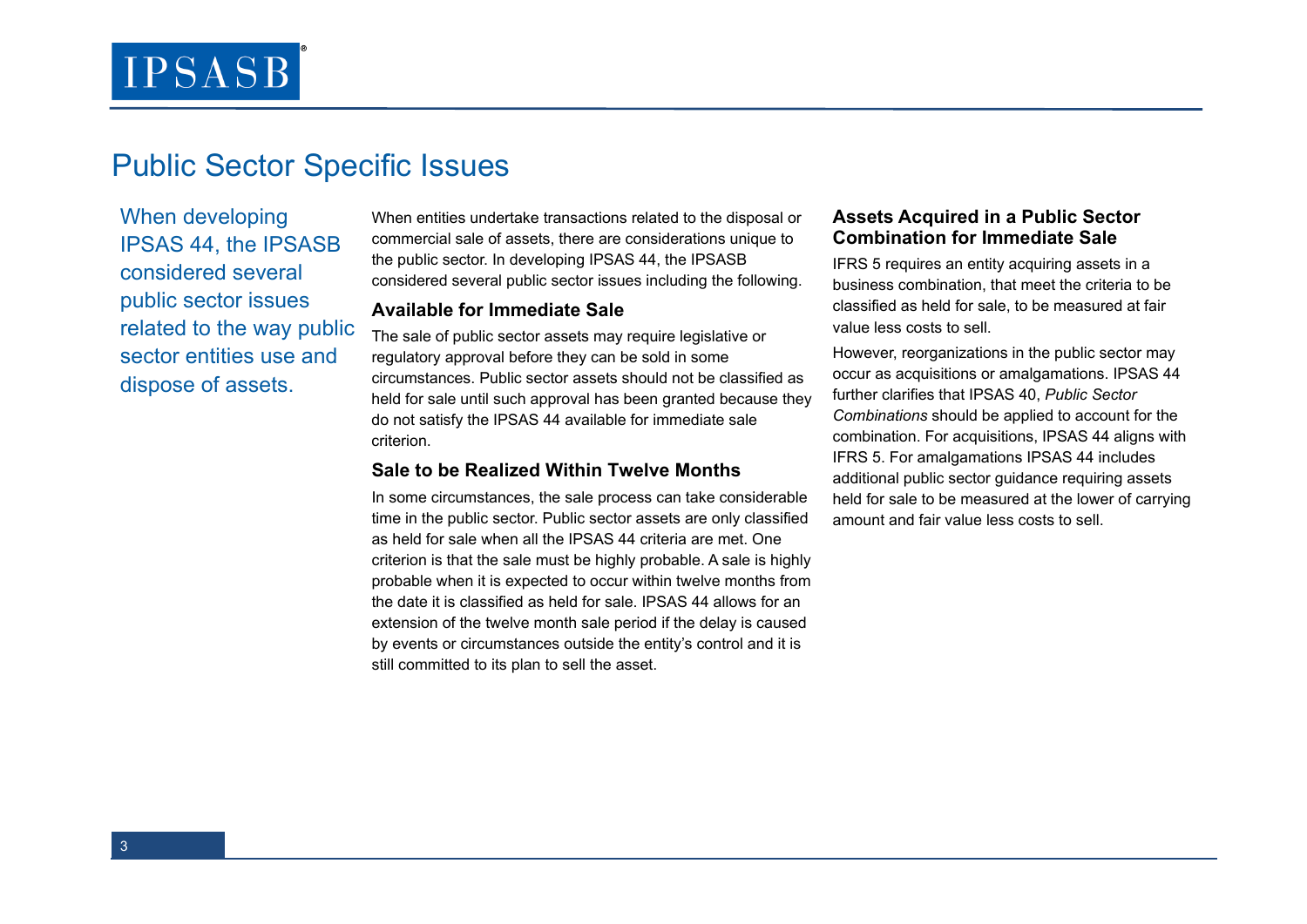# Public Sector Specific Issues

When developing IPSAS 44, the IPSASB considered several public sector issues related to the way public sector entities use and dispose of assets.

When entities undertake transactions related to the disposal or commercial sale of assets, there are considerations unique to the public sector. In developing IPSAS 44, the IPSASB considered several public sector issues including the following.

### Available for Immediate Sale

The sale of public sector assets may require legislative or regulatory approval before they can be sold in some circumstances. Public sector assets should not be classified as held for sale until such approval has been granted because they do not satisfy the IPSAS 44 available for immediate sale criterion.

### Sale to be Realized Within Twelve Months

In some circumstances, the sale process can take considerable time in the public sector. Public sector assets are only classified as held for sale when all the IPSAS 44 criteria are met. One criterion is that the sale must be highly probable. A sale is highly probable when it is expected to occur within twelve months from the date it is classified as held for sale. IPSAS 44 allows for an extension of the twelve month sale period if the delay is caused by events or circumstances outside the entity's control and it is still committed to its plan to sell the asset.

### Assets Acquired in a Public Sector Combination for Immediate Sale

IFRS 5 requires an entity acquiring assets in a business combination, that meet the criteria to be classified as held for sale, to be measured at fair value less costs to sell.

However, reorganizations in the public sector may occur as acquisitions or amalgamations. IPSAS 44 further clarifies that IPSAS 40, *Public Sector Combinations* should be applied to account for the combination. For acquisitions, IPSAS 44 aligns with IFRS 5. For amalgamations IPSAS 44 includes additional public sector guidance requiring assets held for sale to be measured at the lower of carrying amount and fair value less costs to sell.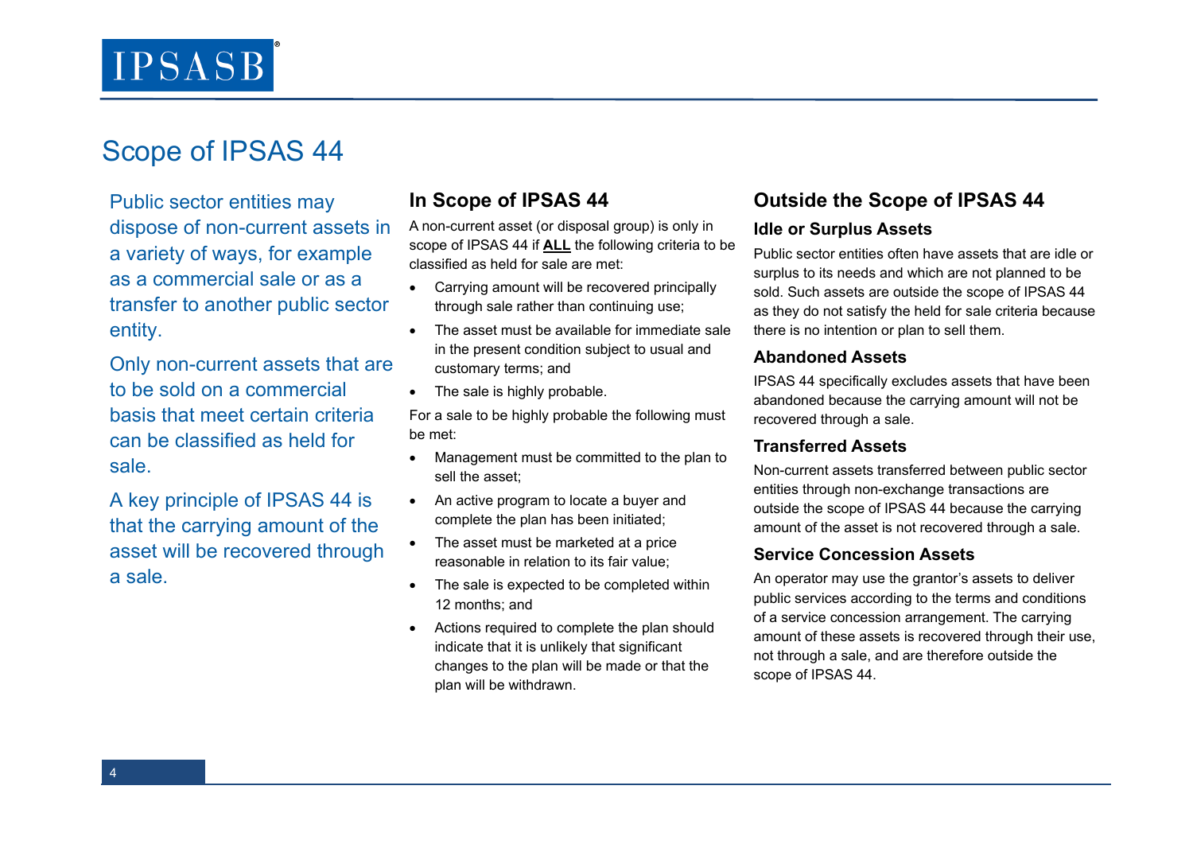# Scope of IPSAS 44

Public sector entities may dispose of non-current assets in a variety of ways, for example as a commercial sale or as a transfer to another public sector entity.

Only non-current assets that are to be sold on a commercial basis that meet certain criteria can be classified as held for sale.

A key principle of IPSAS 44 is that the carrying amount of the asset will be recovered through a sale.

## In Scope of IPSAS 44

A non-current asset (or disposal group) is only in scope of IPSAS 44 if **ALL** the following criteria to be classified as held for sale are met:

- Carrying amount will be recovered principally through sale rather than continuing use;
- The asset must be available for immediate sale in the present condition subject to usual and customary terms; and
- The sale is highly probable.

For a sale to be highly probable the following must be met:

- Management must be committed to the plan to sell the asset;
- An active program to locate a buyer and complete the plan has been initiated;
- The asset must be marketed at a price reasonable in relation to its fair value;
- The sale is expected to be completed within 12 months; and
- Actions required to complete the plan should indicate that it is unlikely that significant changes to the plan will be made or that the plan will be withdrawn.

## Outside the Scope of IPSAS 44

### Idle or Surplus Assets

Public sector entities often have assets that are idle or surplus to its needs and which are not planned to be sold. Such assets are outside the scope of IPSAS 44 as they do not satisfy the held for sale criteria because there is no intention or plan to sell them.

### Abandoned Assets

IPSAS 44 specifically excludes assets that have been abandoned because the carrying amount will not be recovered through a sale.

### Transferred Assets

Non-current assets transferred between public sector entities through non-exchange transactions are outside the scope of IPSAS 44 because the carrying amount of the asset is not recovered through a sale.

### Service Concession Assets

An operator may use the grantor's assets to deliver public services according to the terms and conditions of a service concession arrangement. The carrying amount of these assets is recovered through their use, not through a sale, and are therefore outside the scope of IPSAS 44.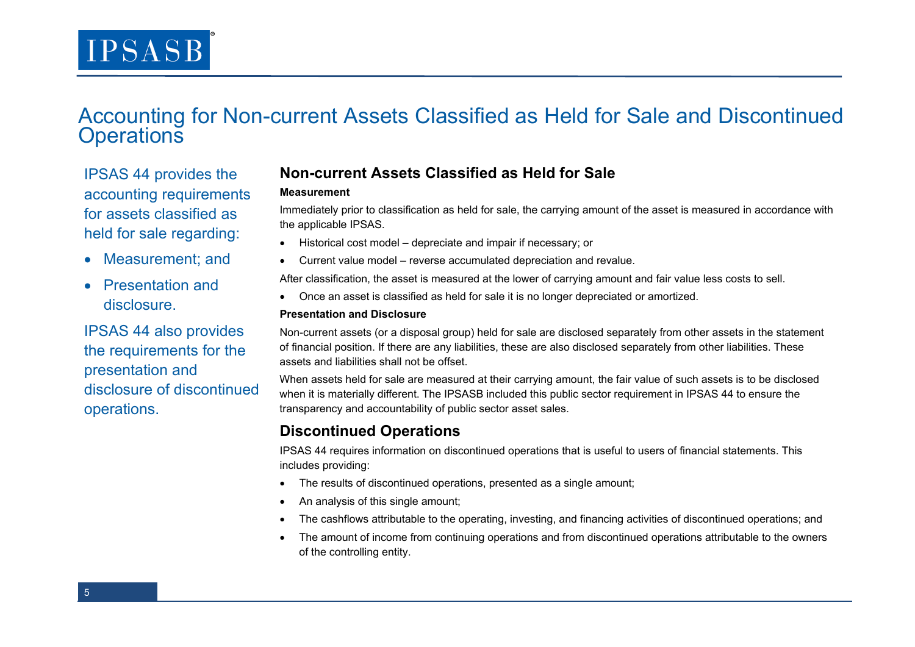# Accounting for Non-current Assets Classified as Held for Sale and Discontinued Operations

IPSAS 44 provides the accounting requirements for assets classified as held for sale regarding:

- Measurement; and
- Presentation and disclosure.

IPSAS 44 also provides the requirements for the presentation and disclosure of discontinued operations.

## Non-current Assets Classified as Held for Sale

**Measurement**

Immediately prior to classification as held for sale, the carrying amount of the asset is measured in accordance with the applicable IPSAS.

- Historical cost model – depreciate and impair if necessary; or
- Current value model – reverse accumulated depreciation and revalue.

After classification, the asset is measured at the lower of carrying amount and fair value less costs to sell.

- Once an asset is classified as held for sale it is no longer depreciated or amortized.

**Presentation and Disclosure**

Non-current assets (or a disposal group) held for sale are disclosed separately from other assets in the statement of financial position. If there are any liabilities, these are also disclosed separately from other liabilities. These assets and liabilities shall not be offset.

When assets held for sale are measured at their carrying amount, the fair value of such assets is to be disclosed when it is materially different. The IPSASB included this public sector requirement in IPSAS 44 to ensure the transparency and accountability of public sector asset sales.

## Discontinued Operations

IPSAS 44 requires information on discontinued operations that is useful to users of financial statements. This includes providing:

- The results of discontinued operations, presented as a single amount;
- An analysis of this single amount;
- The cashflows attributable to the operating, investing, and financing activities of discontinued operations; and
- The amount of income from continuing operations and from discontinued operations attributable to the owners of the controlling entity.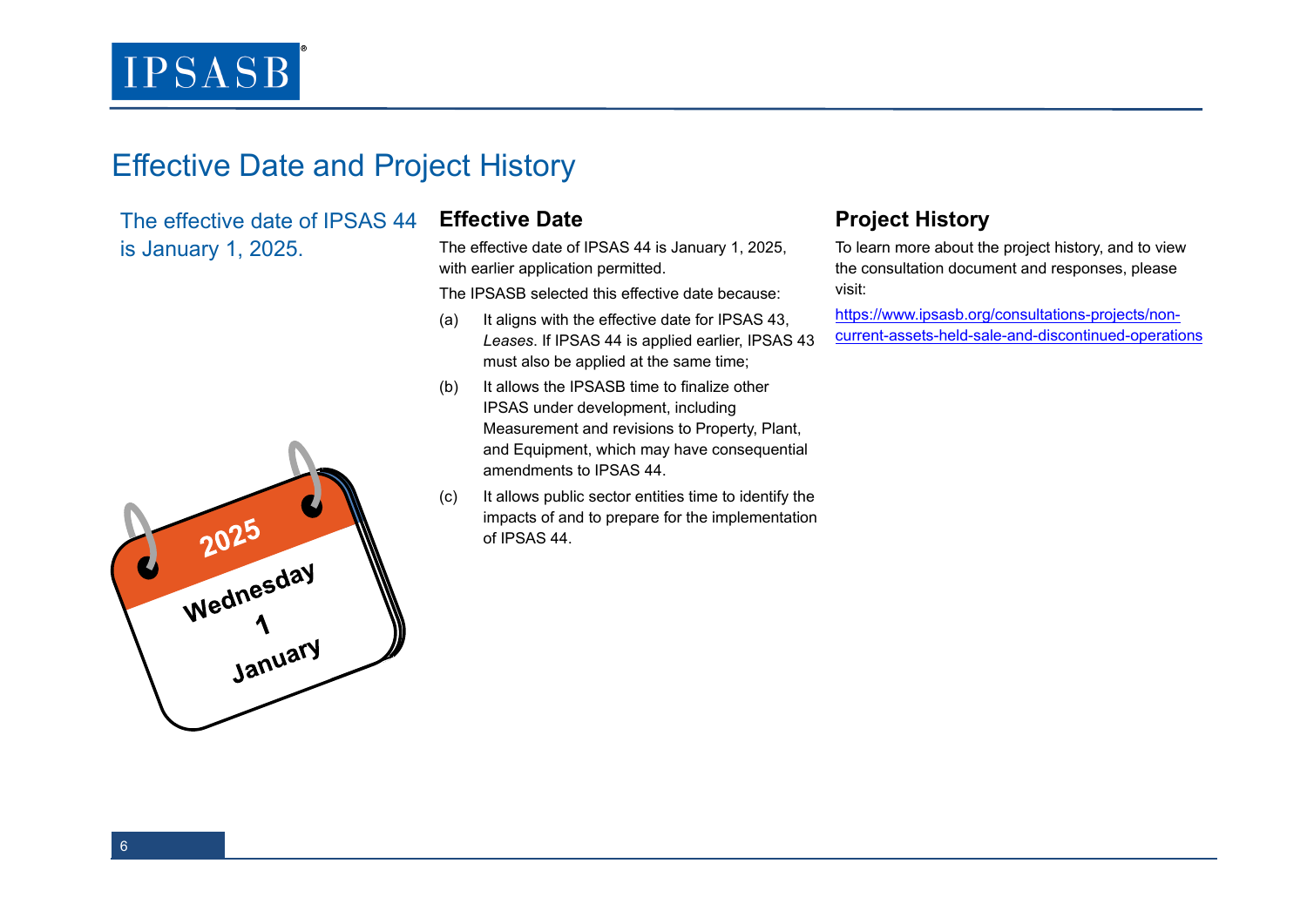# Effective Date and Project History

The effective date of IPSAS 44 is January 1, 2025.

## Effective Date

The effective date of IPSAS 44 is January 1, 2025, with earlier application permitted.

The IPSASB selected this effective date because:

(a) It aligns with the effective date for IPSAS 43, *Leases*. If IPSAS 44 is applied earlier, IPSAS 43 must also be applied at the same time;

(b) It allows the IPSASB time to finalize other IPSAS under development, including Measurement and revisions to Property, Plant, and Equipment, which may have consequential amendments to IPSAS 44.

(c) It allows public sector entities time to identify the impacts of and to prepare for the implementation of IPSAS 44.

## Project History

To learn more about the project history, and to view the consultation document and responses, please visit:

https://www.ipsasb.org/consultations-projects/non-current-assets-held-sale-and-discontinued-operations